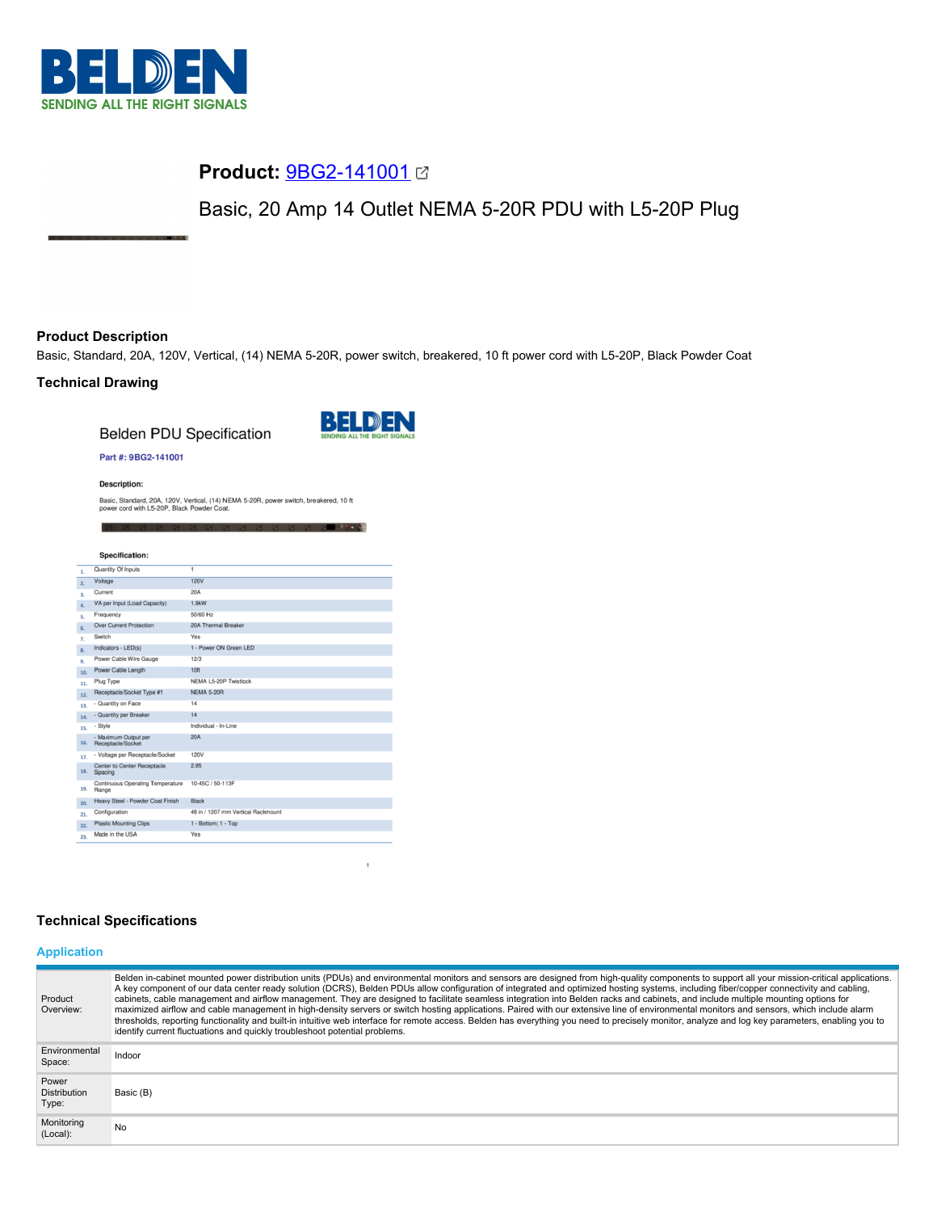**Product:** 9BG2-141001

Basic, 20 Amp 14 Outlet NEMA 5-20R PDU with L5-20P Plug

## Product Description

Basic, Standard, 20A, 120V, Vertical, (14) NEMA 5-20R, power switch, breakered, 10 ft power cord with L5-20P, Black Powder Coat

## Technical Drawing

Belden PDU Specification

**Part #: 9BG2-141001**

**Description:**

Basic, Standard, 20A, 120V, Vertical, (14) NEMA 5-20R, power switch, breakered, 10 ft power cord with L5-20P, Black Powder Coat.

**Specification:**

| # | Specification | Value |
|---|---|---|
| 1. | Quantity Of Inputs | 1 |
| 2. | Voltage | 120V |
| 3. | Current | 20A |
| 4. | VA per Input (Load Capacity) | 1.9kW |
| 5. | Frequency | 50/60 Hz |
| 6. | Over Current Protection | 20A Thermal Breaker |
| 7. | Switch | Yes |
| 8. | Indicators - LED(s) | 1 - Power ON Green LED |
| 9. | Power Cable Wire Gauge | 12/3 |
| 10. | Power Cable Length | 10ft |
| 11. | Plug Type | NEMA L5-20P Twistlock |
| 12. | Receptacle/Socket Type #1 | NEMA 5-20R |
| 13. | - Quantity on Face | 14 |
| 14. | - Quantity per Breaker | 14 |
| 15. | - Style | Individual - In-Line |
| 16. | - Maximum Output per Receptacle/Socket | 20A |
| 17. | - Voltage per Receptacle/Socket | 120V |
| 18. | Center to Center Receptacle Spacing | 2.95 |
| 19. | Continuous Operating Temperature Range | 10-45C / 50-113F |
| 20. | Heavy Steel - Powder Coat Finish | Black |
| 21. | Configuration | 48 in / 1207 mm Vertical Rackmount |
| 22. | Plastic Mounting Clips | 1 - Bottom; 1 - Top |
| 23. | Made in the USA | Yes |

## Technical Specifications

### Application

| | |
|---|---|
| Product Overview: | Belden in-cabinet mounted power distribution units (PDUs) and environmental monitors and sensors are designed from high-quality components to support all your mission-critical applications. A key component of our data center ready solution (DCRS), Belden PDUs allow configuration of integrated and optimized hosting systems, including fiber/copper connectivity and cabling, cabinets, cable management and airflow management. They are designed to facilitate seamless integration into Belden racks and cabinets, and include multiple mounting options for maximized airflow and cable management in high-density servers or switch hosting applications. Paired with our extensive line of environmental monitors and sensors, which include alarm thresholds, reporting functionality and built-in intuitive web interface for remote access. Belden has everything you need to precisely monitor, analyze and log key parameters, enabling you to identify current fluctuations and quickly troubleshoot potential problems. |
| Environmental Space: | Indoor |
| Power Distribution Type: | Basic (B) |
| Monitoring (Local): | No |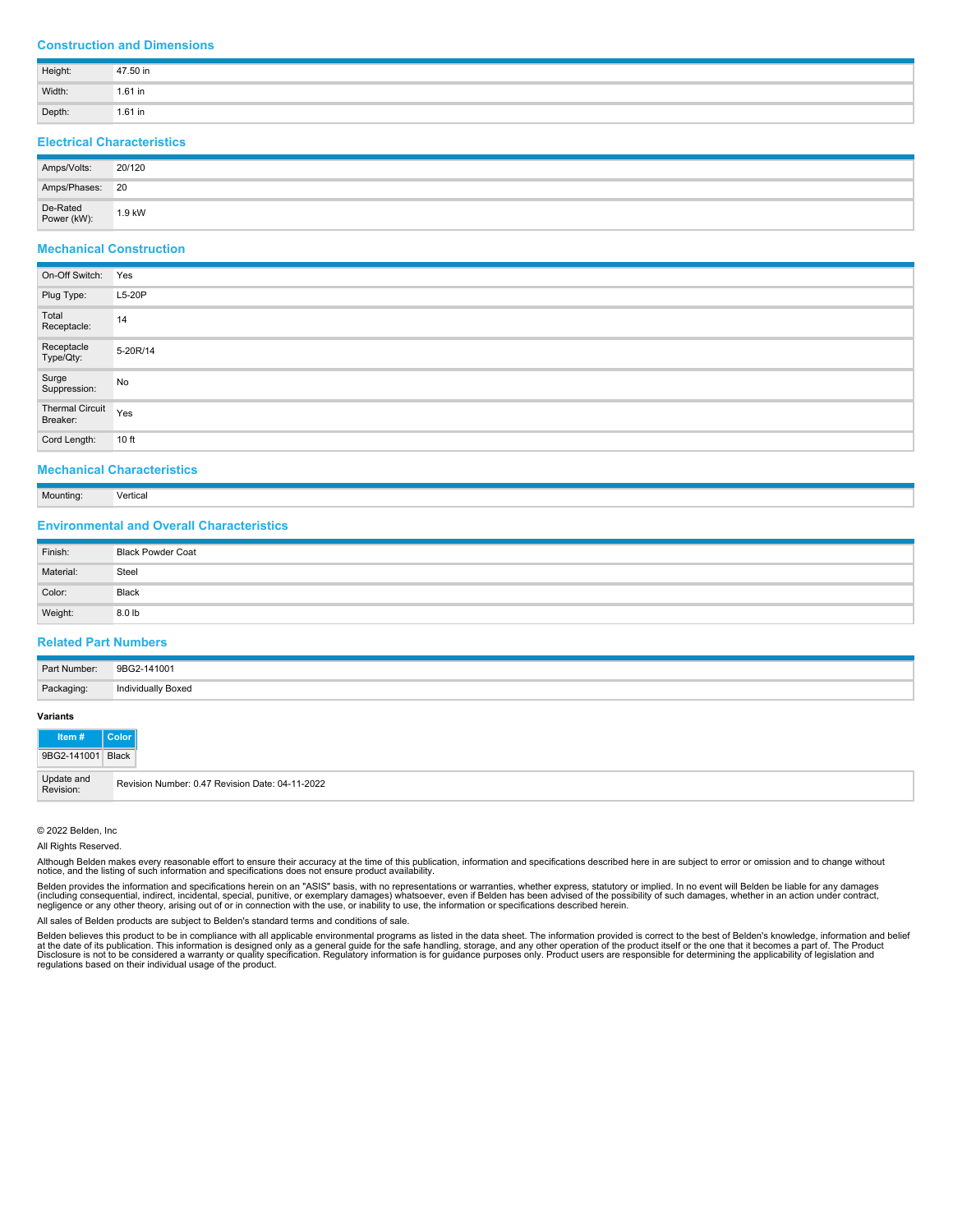## Construction and Dimensions

| | |
|---|---|
| Height: | 47.50 in |
| Width: | 1.61 in |
| Depth: | 1.61 in |

## Electrical Characteristics

| | |
|---|---|
| Amps/Volts: | 20/120 |
| Amps/Phases: | 20 |
| De-Rated Power (kW): | 1.9 kW |

## Mechanical Construction

| | |
|---|---|
| On-Off Switch: | Yes |
| Plug Type: | L5-20P |
| Total Receptacle: | 14 |
| Receptacle Type/Qty: | 5-20R/14 |
| Surge Suppression: | No |
| Thermal Circuit Breaker: | Yes |
| Cord Length: | 10 ft |

## Mechanical Characteristics

| | |
|---|---|
| Mounting: | Vertical |

## Environmental and Overall Characteristics

| | |
|---|---|
| Finish: | Black Powder Coat |
| Material: | Steel |
| Color: | Black |
| Weight: | 8.0 lb |

## Related Part Numbers

| | |
|---|---|
| Part Number: | 9BG2-141001 |
| Packaging: | Individually Boxed |

**Variants**

| Item # | Color |
|---|---|
| 9BG2-141001 | Black |

| | |
|---|---|
| Update and Revision: | Revision Number: 0.47 Revision Date: 04-11-2022 |

© 2022 Belden, Inc

All Rights Reserved.

Although Belden makes every reasonable effort to ensure their accuracy at the time of this publication, information and specifications described here in are subject to error or omission and to change without notice, and the listing of such information and specifications does not ensure product availability.

Belden provides the information and specifications herein on an "ASIS" basis, with no representations or warranties, whether express, statutory or implied. In no event will Belden be liable for any damages (including consequential, indirect, incidental, special, punitive, or exemplary damages) whatsoever, even if Belden has been advised of the possibility of such damages, whether in an action under contract, negligence or any other theory, arising out of or in connection with the use, or inability to use, the information or specifications described herein.

All sales of Belden products are subject to Belden's standard terms and conditions of sale.

Belden believes this product to be in compliance with all applicable environmental programs as listed in the data sheet. The information provided is correct to the best of Belden's knowledge, information and belief at the date of its publication. This information is designed only as a general guide for the safe handling, storage, and any other operation of the product itself or the one that it becomes a part of. The Product Disclosure is not to be considered a warranty or quality specification. Regulatory information is for guidance purposes only. Product users are responsible for determining the applicability of legislation and regulations based on their individual usage of the product.